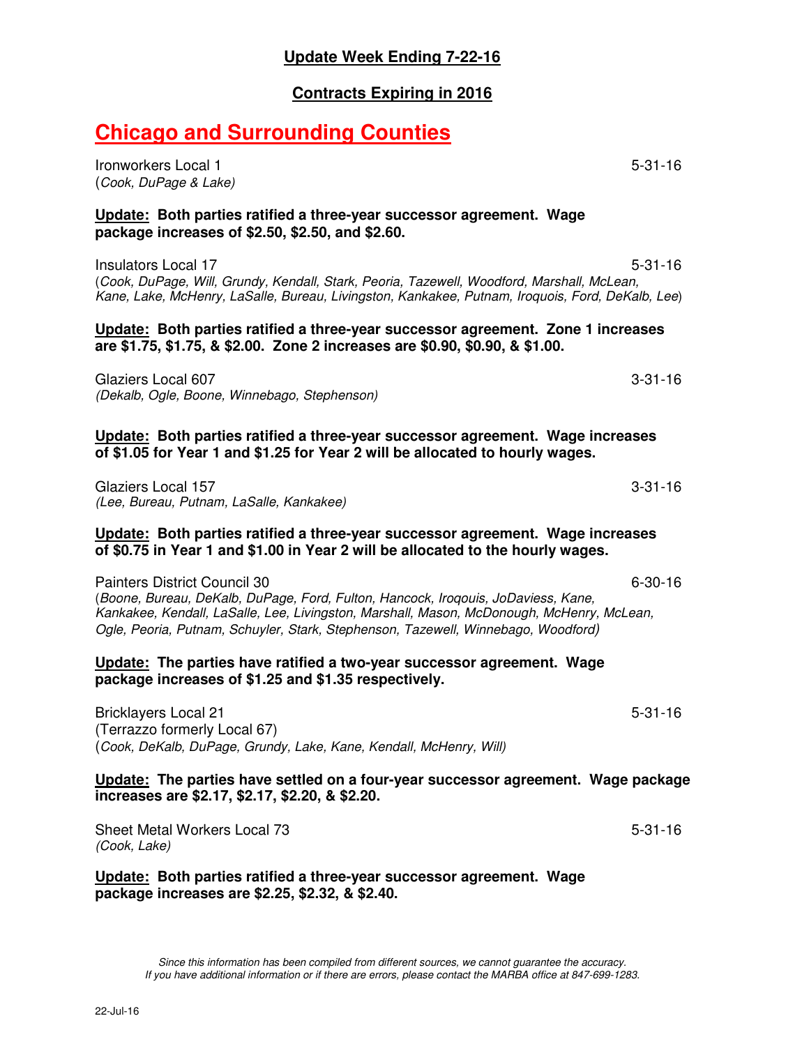## Update Week Ending 7-22-16

## Contracts Expiring in 2016

# Chicago and Surrounding Counties

Ironworkers Local 1 5-31-16
(*Cook, DuPage & Lake)*

**Update: Both parties ratified a three-year successor agreement. Wage package increases of $2.50, $2.50, and $2.60.**

Insulators Local 17 5-31-16
(*Cook, DuPage, Will, Grundy, Kendall, Stark, Peoria, Tazewell, Woodford, Marshall, McLean, Kane, Lake, McHenry, LaSalle, Bureau, Livingston, Kankakee, Putnam, Iroquois, Ford, DeKalb, Lee*)

**Update: Both parties ratified a three-year successor agreement. Zone 1 increases are $1.75, $1.75, & $2.00. Zone 2 increases are $0.90, $0.90, & $1.00.**

Glaziers Local 607 3-31-16
*(Dekalb, Ogle, Boone, Winnebago, Stephenson)*

**Update: Both parties ratified a three-year successor agreement. Wage increases of $1.05 for Year 1 and $1.25 for Year 2 will be allocated to hourly wages.**

Glaziers Local 157 3-31-16
*(Lee, Bureau, Putnam, LaSalle, Kankakee)*

**Update: Both parties ratified a three-year successor agreement. Wage increases of $0.75 in Year 1 and $1.00 in Year 2 will be allocated to the hourly wages.**

Painters District Council 30 6-30-16
(*Boone, Bureau, DeKalb, DuPage, Ford, Fulton, Hancock, Iroqouis, JoDaviess, Kane, Kankakee, Kendall, LaSalle, Lee, Livingston, Marshall, Mason, McDonough, McHenry, McLean, Ogle, Peoria, Putnam, Schuyler, Stark, Stephenson, Tazewell, Winnebago, Woodford)*

**Update: The parties have ratified a two-year successor agreement. Wage package increases of $1.25 and $1.35 respectively.**

Bricklayers Local 21 5-31-16
(Terrazzo formerly Local 67)
(*Cook, DeKalb, DuPage, Grundy, Lake, Kane, Kendall, McHenry, Will)*

**Update: The parties have settled on a four-year successor agreement. Wage package increases are $2.17, $2.17, $2.20, & $2.20.**

Sheet Metal Workers Local 73 5-31-16
*(Cook, Lake)*

**Update: Both parties ratified a three-year successor agreement. Wage package increases are $2.25, $2.32, & $2.40.**

*Since this information has been compiled from different sources, we cannot guarantee the accuracy. If you have additional information or if there are errors, please contact the MARBA office at 847-699-1283.*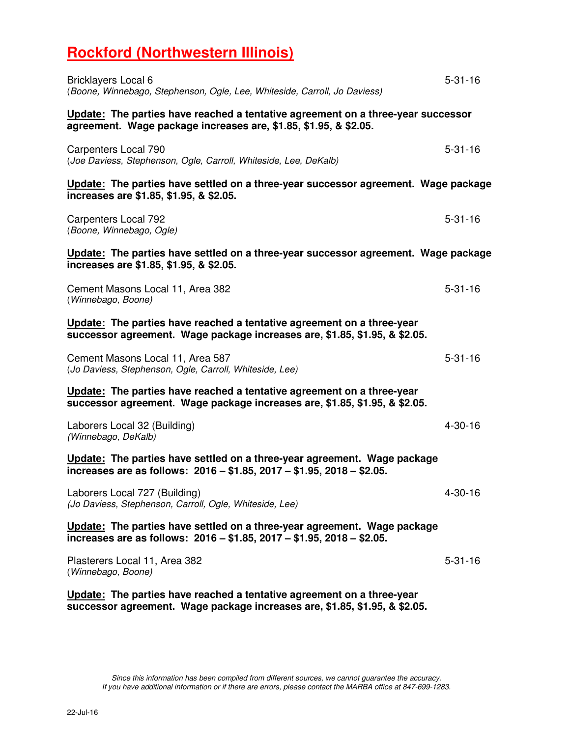# Rockford (Northwestern Illinois)

Bricklayers Local 6 — 5-31-16
(*Boone, Winnebago, Stephenson, Ogle, Lee, Whiteside, Carroll, Jo Daviess)*

**Update: The parties have reached a tentative agreement on a three-year successor agreement. Wage package increases are, $1.85, $1.95, & $2.05.**

Carpenters Local 790 — 5-31-16
(*Joe Daviess, Stephenson, Ogle, Carroll, Whiteside, Lee, DeKalb)*

**Update: The parties have settled on a three-year successor agreement. Wage package increases are $1.85, $1.95, & $2.05.**

Carpenters Local 792 — 5-31-16
(*Boone, Winnebago, Ogle)*

**Update: The parties have settled on a three-year successor agreement. Wage package increases are $1.85, $1.95, & $2.05.**

Cement Masons Local 11, Area 382 — 5-31-16
(*Winnebago, Boone)*

**Update: The parties have reached a tentative agreement on a three-year successor agreement. Wage package increases are, $1.85, $1.95, & $2.05.**

Cement Masons Local 11, Area 587 — 5-31-16
(*Jo Daviess, Stephenson, Ogle, Carroll, Whiteside, Lee)*

**Update: The parties have reached a tentative agreement on a three-year successor agreement. Wage package increases are, $1.85, $1.95, & $2.05.**

Laborers Local 32 (Building) — 4-30-16
*(Winnebago, DeKalb)*

**Update: The parties have settled on a three-year agreement. Wage package increases are as follows: 2016 – $1.85, 2017 – $1.95, 2018 – $2.05.**

Laborers Local 727 (Building) — 4-30-16
*(Jo Daviess, Stephenson, Carroll, Ogle, Whiteside, Lee)*

**Update: The parties have settled on a three-year agreement. Wage package increases are as follows: 2016 – $1.85, 2017 – $1.95, 2018 – $2.05.**

Plasterers Local 11, Area 382 — 5-31-16
(*Winnebago, Boone)*

**Update: The parties have reached a tentative agreement on a three-year successor agreement. Wage package increases are, $1.85, $1.95, & $2.05.**

*Since this information has been compiled from different sources, we cannot guarantee the accuracy.*
*If you have additional information or if there are errors, please contact the MARBA office at 847-699-1283.*

22-Jul-16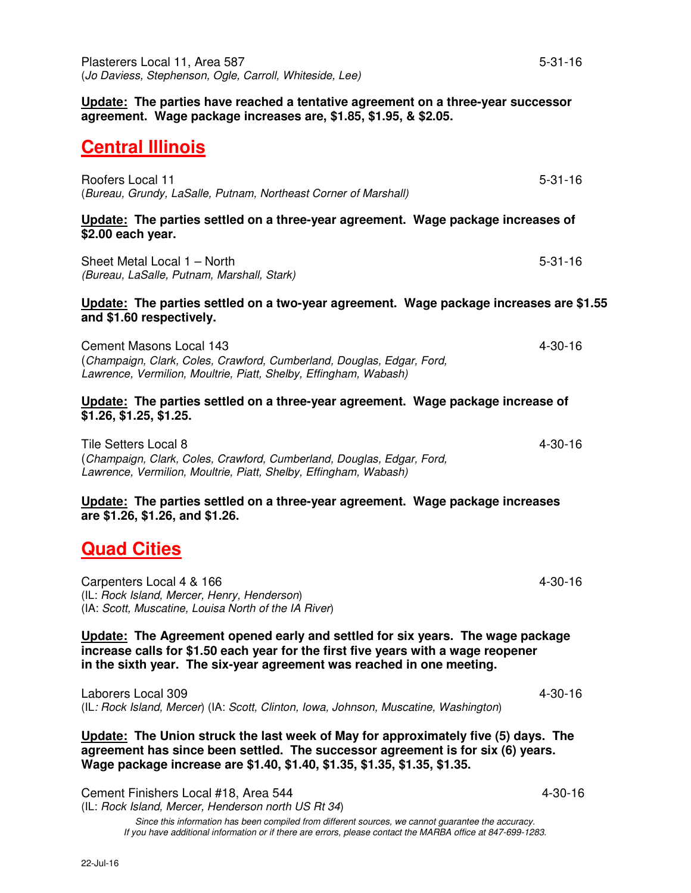Plasterers Local 11, Area 587 5-31-16
(*Jo Daviess, Stephenson, Ogle, Carroll, Whiteside, Lee*)

**Update: The parties have reached a tentative agreement on a three-year successor agreement. Wage package increases are, $1.85, $1.95, & $2.05.**

## Central Illinois

Roofers Local 11 5-31-16
(*Bureau, Grundy, LaSalle, Putnam, Northeast Corner of Marshall*)

**Update: The parties settled on a three-year agreement. Wage package increases of $2.00 each year.**

Sheet Metal Local 1 – North 5-31-16
*(Bureau, LaSalle, Putnam, Marshall, Stark)*

**Update: The parties settled on a two-year agreement. Wage package increases are $1.55 and $1.60 respectively.**

Cement Masons Local 143 4-30-16
(*Champaign, Clark, Coles, Crawford, Cumberland, Douglas, Edgar, Ford, Lawrence, Vermilion, Moultrie, Piatt, Shelby, Effingham, Wabash*)

**Update: The parties settled on a three-year agreement. Wage package increase of $1.26, $1.25, $1.25.**

Tile Setters Local 8 4-30-16
(*Champaign, Clark, Coles, Crawford, Cumberland, Douglas, Edgar, Ford, Lawrence, Vermilion, Moultrie, Piatt, Shelby, Effingham, Wabash*)

**Update: The parties settled on a three-year agreement. Wage package increases are $1.26, $1.26, and $1.26.**

## Quad Cities

Carpenters Local 4 & 166 4-30-16
(IL: *Rock Island, Mercer, Henry, Henderson*)
(IA: *Scott, Muscatine, Louisa North of the IA River*)

**Update: The Agreement opened early and settled for six years. The wage package increase calls for $1.50 each year for the first five years with a wage reopener in the sixth year. The six-year agreement was reached in one meeting.**

Laborers Local 309 4-30-16
(IL*: Rock Island, Mercer*) (IA: *Scott, Clinton, Iowa, Johnson, Muscatine, Washington*)

**Update: The Union struck the last week of May for approximately five (5) days. The agreement has since been settled. The successor agreement is for six (6) years. Wage package increase are $1.40, $1.40, $1.35, $1.35, $1.35, $1.35.**

Cement Finishers Local #18, Area 544 4-30-16
(IL: *Rock Island, Mercer, Henderson north US Rt 34*)

*Since this information has been compiled from different sources, we cannot guarantee the accuracy. If you have additional information or if there are errors, please contact the MARBA office at 847-699-1283.*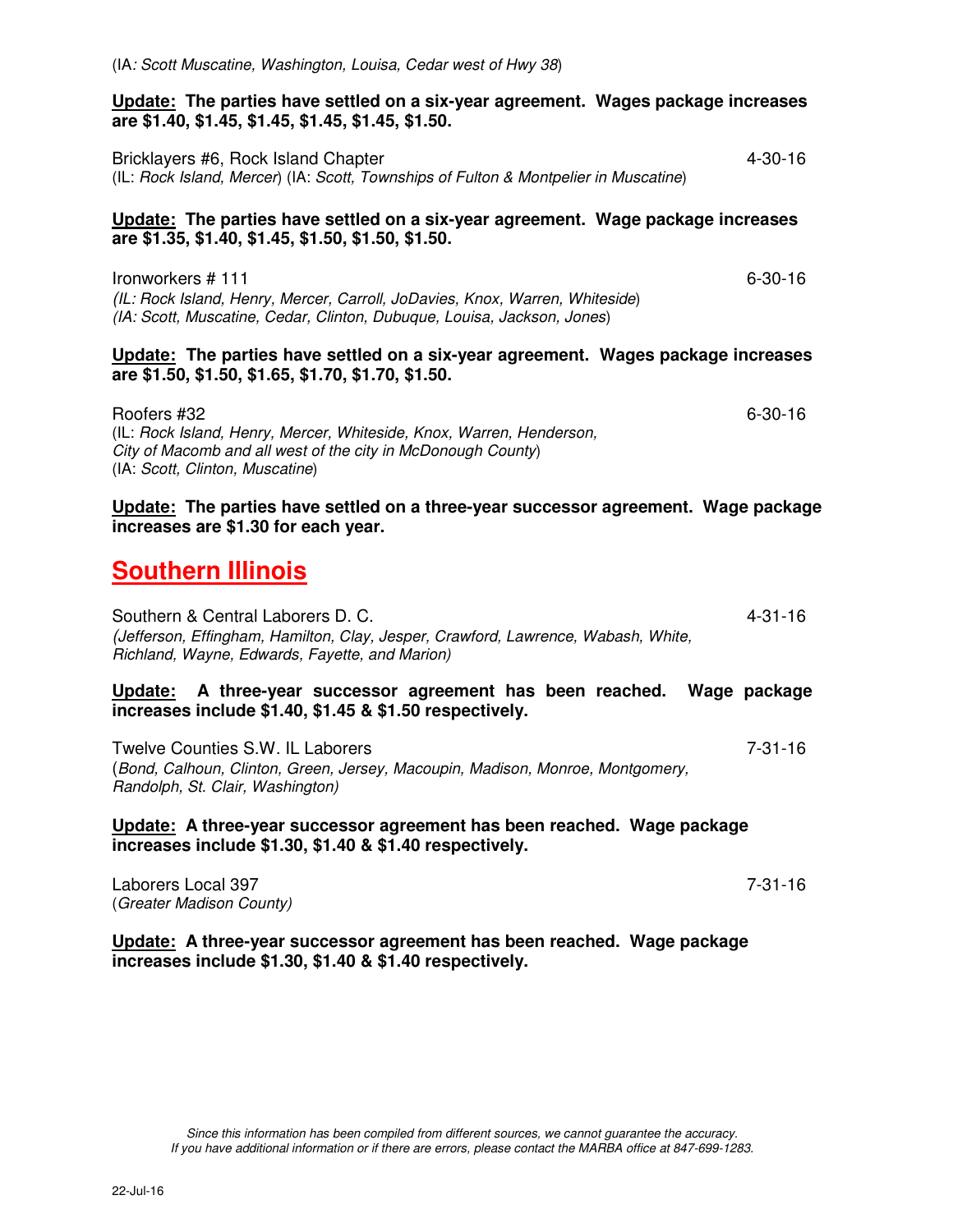(IA: *Scott Muscatine, Washington, Louisa, Cedar west of Hwy 38*)

**<u>Update:</u> The parties have settled on a six-year agreement. Wages package increases are $1.40, $1.45, $1.45, $1.45, $1.45, $1.50.**

Bricklayers #6, Rock Island Chapter — 4-30-16
(IL: *Rock Island, Mercer*) (IA: *Scott, Townships of Fulton & Montpelier in Muscatine*)

**<u>Update:</u> The parties have settled on a six-year agreement. Wage package increases are $1.35, $1.40, $1.45, $1.50, $1.50, $1.50.**

Ironworkers # 111 — 6-30-16
*(IL: Rock Island, Henry, Mercer, Carroll, JoDavies, Knox, Warren, Whiteside)*
*(IA: Scott, Muscatine, Cedar, Clinton, Dubuque, Louisa, Jackson, Jones)*

**<u>Update:</u> The parties have settled on a six-year agreement. Wages package increases are $1.50, $1.50, $1.65, $1.70, $1.70, $1.50.**

Roofers #32 — 6-30-16
(IL: *Rock Island, Henry, Mercer, Whiteside, Knox, Warren, Henderson, City of Macomb and all west of the city in McDonough County*)
(IA: *Scott, Clinton, Muscatine*)

**<u>Update:</u> The parties have settled on a three-year successor agreement. Wage package increases are $1.30 for each year.**

## Southern Illinois

Southern & Central Laborers D. C. — 4-31-16
*(Jefferson, Effingham, Hamilton, Clay, Jesper, Crawford, Lawrence, Wabash, White, Richland, Wayne, Edwards, Fayette, and Marion)*

**<u>Update:</u> A three-year successor agreement has been reached. Wage package increases include $1.40, $1.45 & $1.50 respectively.**

Twelve Counties S.W. IL Laborers — 7-31-16
(*Bond, Calhoun, Clinton, Green, Jersey, Macoupin, Madison, Monroe, Montgomery, Randolph, St. Clair, Washington)*

**<u>Update:</u> A three-year successor agreement has been reached. Wage package increases include $1.30, $1.40 & $1.40 respectively.**

Laborers Local 397 — 7-31-16
(*Greater Madison County)*

**<u>Update:</u> A three-year successor agreement has been reached. Wage package increases include $1.30, $1.40 & $1.40 respectively.**

*Since this information has been compiled from different sources, we cannot guarantee the accuracy. If you have additional information or if there are errors, please contact the MARBA office at 847-699-1283.*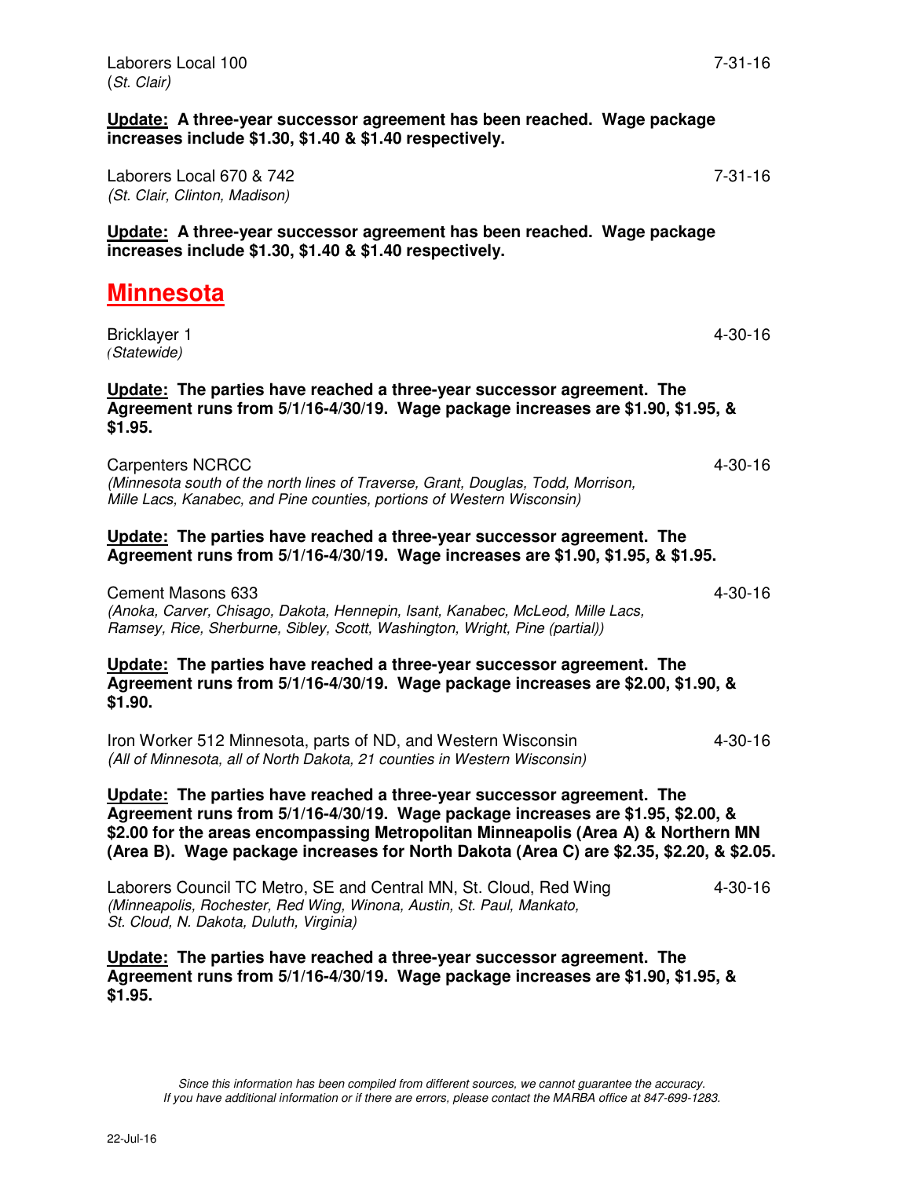Laborers Local 100 — 7-31-16
(*St. Clair)*

**Update: A three-year successor agreement has been reached. Wage package increases include $1.30, $1.40 & $1.40 respectively.**

Laborers Local 670 & 742 — 7-31-16
*(St. Clair, Clinton, Madison)*

**Update: A three-year successor agreement has been reached. Wage package increases include $1.30, $1.40 & $1.40 respectively.**

## Minnesota

Bricklayer 1 — 4-30-16
*(Statewide)*

**Update: The parties have reached a three-year successor agreement. The Agreement runs from 5/1/16-4/30/19. Wage package increases are $1.90, $1.95, & $1.95.**

Carpenters NCRCC — 4-30-16
*(Minnesota south of the north lines of Traverse, Grant, Douglas, Todd, Morrison, Mille Lacs, Kanabec, and Pine counties, portions of Western Wisconsin)*

**Update: The parties have reached a three-year successor agreement. The Agreement runs from 5/1/16-4/30/19. Wage increases are $1.90, $1.95, & $1.95.**

Cement Masons 633 — 4-30-16
*(Anoka, Carver, Chisago, Dakota, Hennepin, Isant, Kanabec, McLeod, Mille Lacs, Ramsey, Rice, Sherburne, Sibley, Scott, Washington, Wright, Pine (partial))*

**Update: The parties have reached a three-year successor agreement. The Agreement runs from 5/1/16-4/30/19. Wage package increases are $2.00, $1.90, & $1.90.**

Iron Worker 512 Minnesota, parts of ND, and Western Wisconsin — 4-30-16
*(All of Minnesota, all of North Dakota, 21 counties in Western Wisconsin)*

**Update: The parties have reached a three-year successor agreement. The Agreement runs from 5/1/16-4/30/19. Wage package increases are $1.95, $2.00, & $2.00 for the areas encompassing Metropolitan Minneapolis (Area A) & Northern MN (Area B). Wage package increases for North Dakota (Area C) are $2.35, $2.20, & $2.05.**

Laborers Council TC Metro, SE and Central MN, St. Cloud, Red Wing — 4-30-16
*(Minneapolis, Rochester, Red Wing, Winona, Austin, St. Paul, Mankato, St. Cloud, N. Dakota, Duluth, Virginia)*

**Update: The parties have reached a three-year successor agreement. The Agreement runs from 5/1/16-4/30/19. Wage package increases are $1.90, $1.95, & $1.95.**

*Since this information has been compiled from different sources, we cannot guarantee the accuracy. If you have additional information or if there are errors, please contact the MARBA office at 847-699-1283.*

22-Jul-16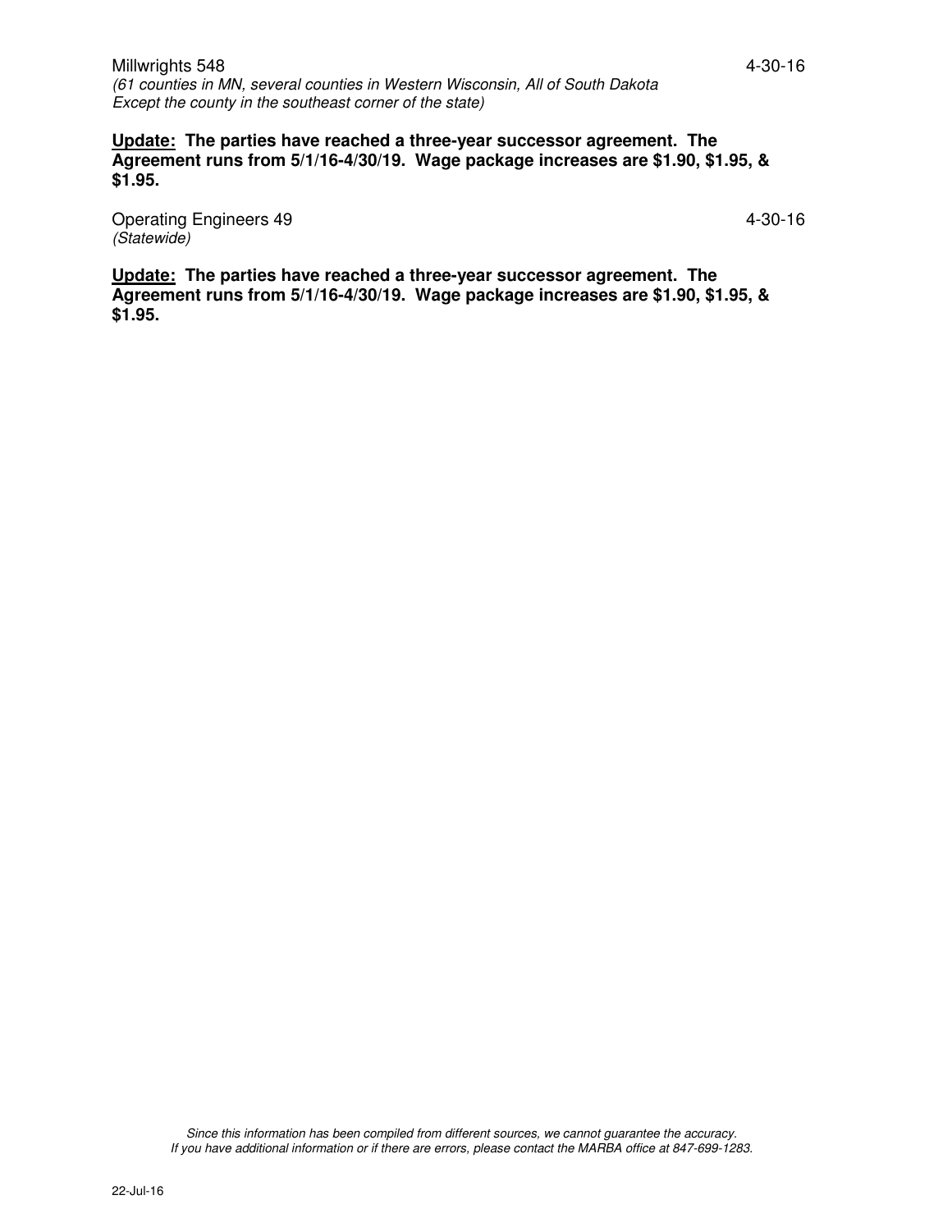Millwrights 548 4-30-16

*(61 counties in MN, several counties in Western Wisconsin, All of South Dakota Except the county in the southeast corner of the state)*

**<u>Update:</u> The parties have reached a three-year successor agreement. The Agreement runs from 5/1/16-4/30/19. Wage package increases are $1.90, $1.95, & $1.95.**

Operating Engineers 49 4-30-16

*(Statewide)*

**<u>Update:</u> The parties have reached a three-year successor agreement. The Agreement runs from 5/1/16-4/30/19. Wage package increases are $1.90, $1.95, & $1.95.**

*Since this information has been compiled from different sources, we cannot guarantee the accuracy. If you have additional information or if there are errors, please contact the MARBA office at 847-699-1283.*

22-Jul-16